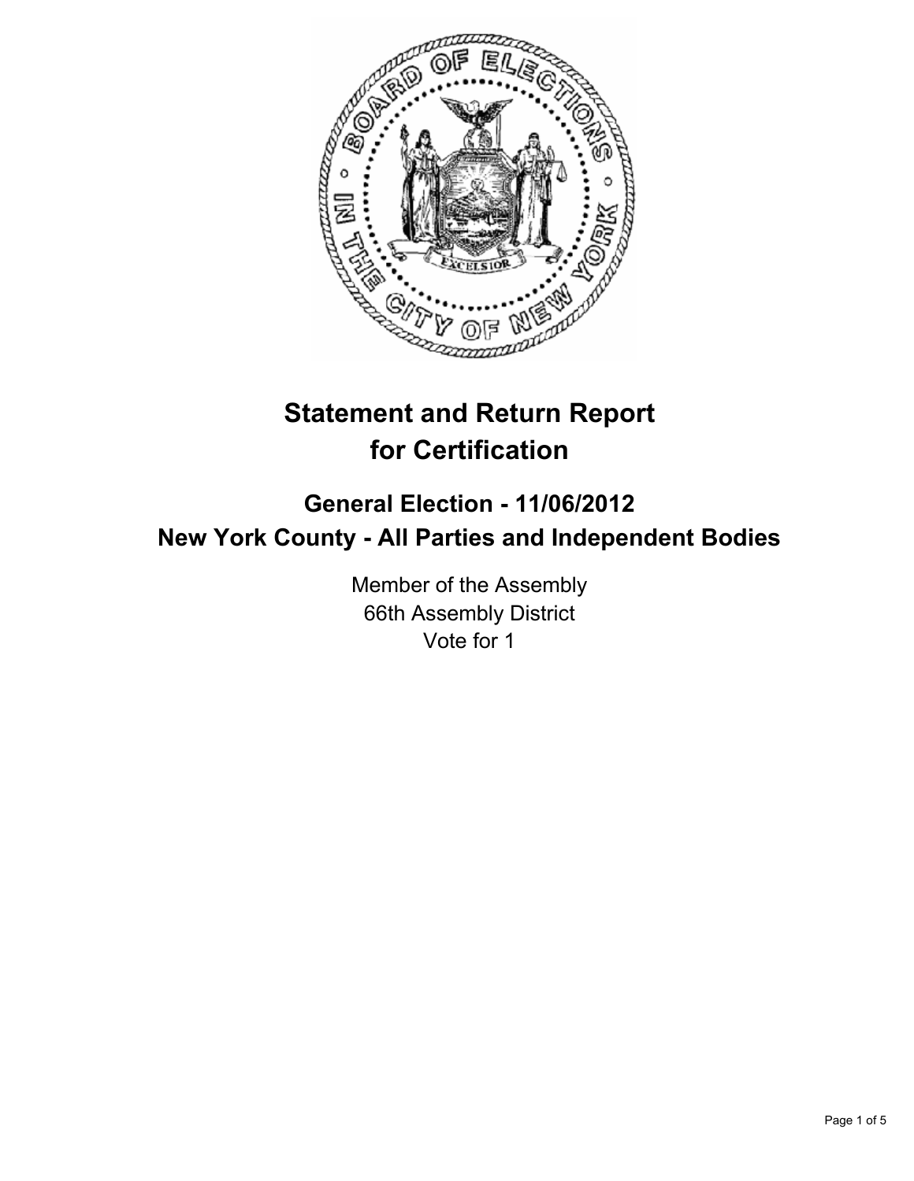# Statement and Return Report for Certification

## General Election - 11/06/2012
## New York County - All Parties and Independent Bodies

Member of the Assembly
66th Assembly District
Vote for 1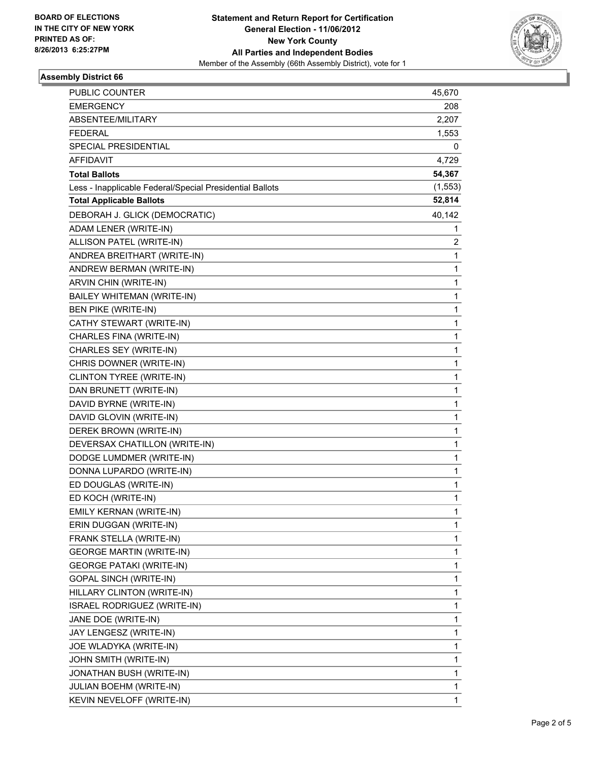**BOARD OF ELECTIONS IN THE CITY OF NEW YORK PRINTED AS OF: 8/26/2013 6:25:27PM**

**Statement and Return Report for Certification**
**General Election - 11/06/2012**
**New York County**
**All Parties and Independent Bodies**
Member of the Assembly (66th Assembly District), vote for 1

### Assembly District 66

| | |
|---|---|
| PUBLIC COUNTER | 45,670 |
| EMERGENCY | 208 |
| ABSENTEE/MILITARY | 2,207 |
| FEDERAL | 1,553 |
| SPECIAL PRESIDENTIAL | 0 |
| AFFIDAVIT | 4,729 |
| **Total Ballots** | **54,367** |
| Less - Inapplicable Federal/Special Presidential Ballots | (1,553) |
| **Total Applicable Ballots** | **52,814** |
| DEBORAH J. GLICK (DEMOCRATIC) | 40,142 |
| ADAM LENER (WRITE-IN) | 1 |
| ALLISON PATEL (WRITE-IN) | 2 |
| ANDREA BREITHART (WRITE-IN) | 1 |
| ANDREW BERMAN (WRITE-IN) | 1 |
| ARVIN CHIN (WRITE-IN) | 1 |
| BAILEY WHITEMAN (WRITE-IN) | 1 |
| BEN PIKE (WRITE-IN) | 1 |
| CATHY STEWART (WRITE-IN) | 1 |
| CHARLES FINA (WRITE-IN) | 1 |
| CHARLES SEY (WRITE-IN) | 1 |
| CHRIS DOWNER (WRITE-IN) | 1 |
| CLINTON TYREE (WRITE-IN) | 1 |
| DAN BRUNETT (WRITE-IN) | 1 |
| DAVID BYRNE (WRITE-IN) | 1 |
| DAVID GLOVIN (WRITE-IN) | 1 |
| DEREK BROWN (WRITE-IN) | 1 |
| DEVERSAX CHATILLON (WRITE-IN) | 1 |
| DODGE LUMDMER (WRITE-IN) | 1 |
| DONNA LUPARDO (WRITE-IN) | 1 |
| ED DOUGLAS (WRITE-IN) | 1 |
| ED KOCH (WRITE-IN) | 1 |
| EMILY KERNAN (WRITE-IN) | 1 |
| ERIN DUGGAN (WRITE-IN) | 1 |
| FRANK STELLA (WRITE-IN) | 1 |
| GEORGE MARTIN (WRITE-IN) | 1 |
| GEORGE PATAKI (WRITE-IN) | 1 |
| GOPAL SINCH (WRITE-IN) | 1 |
| HILLARY CLINTON (WRITE-IN) | 1 |
| ISRAEL RODRIGUEZ (WRITE-IN) | 1 |
| JANE DOE (WRITE-IN) | 1 |
| JAY LENGESZ (WRITE-IN) | 1 |
| JOE WLADYKA (WRITE-IN) | 1 |
| JOHN SMITH (WRITE-IN) | 1 |
| JONATHAN BUSH (WRITE-IN) | 1 |
| JULIAN BOEHM (WRITE-IN) | 1 |
| KEVIN NEVELOFF (WRITE-IN) | 1 |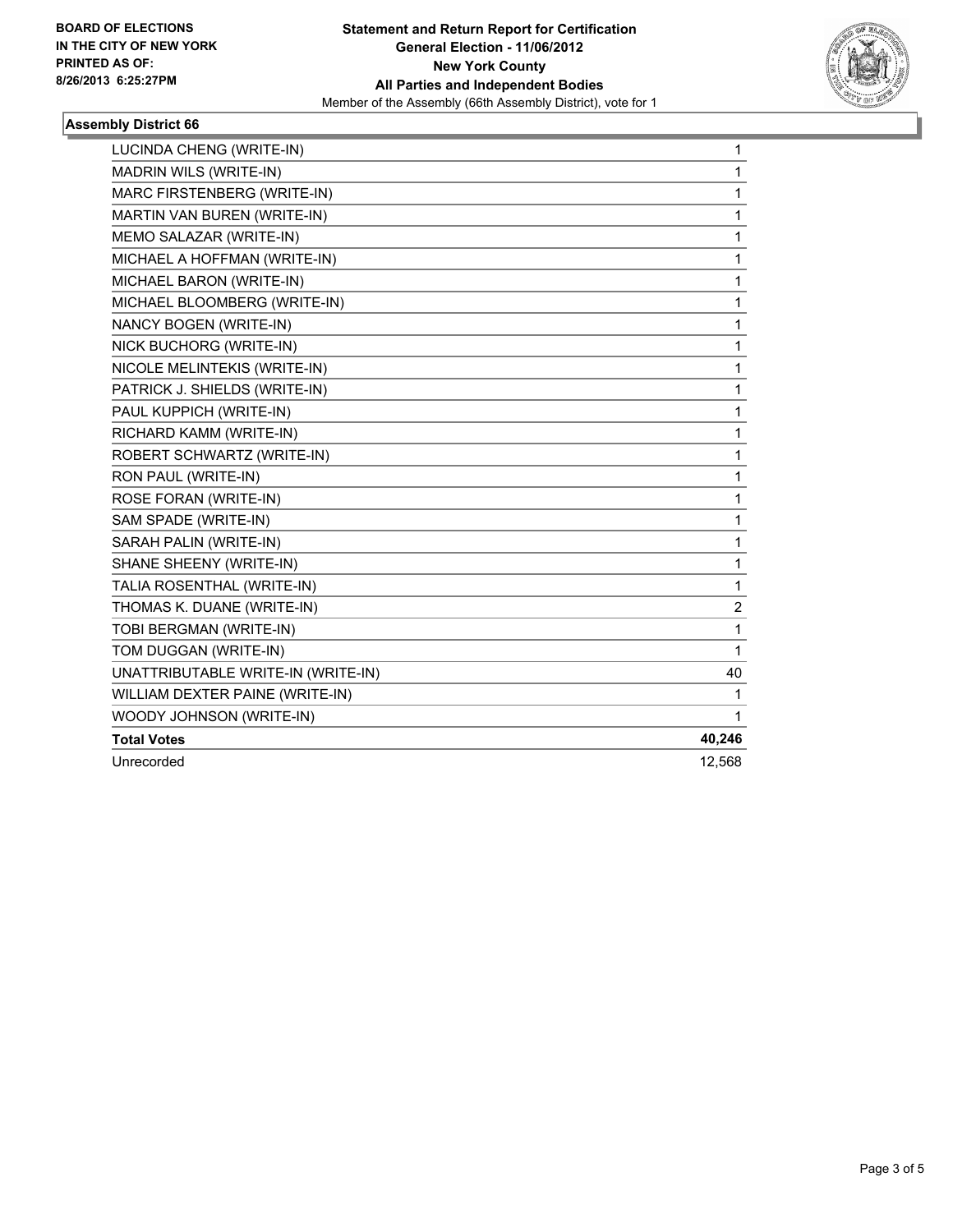BOARD OF ELECTIONS
IN THE CITY OF NEW YORK
PRINTED AS OF:
8/26/2013 6:25:27PM

**Statement and Return Report for Certification**
**General Election - 11/06/2012**
**New York County**
**All Parties and Independent Bodies**
Member of the Assembly (66th Assembly District), vote for 1

## Assembly District 66

| | |
|---|---|
| LUCINDA CHENG (WRITE-IN) | 1 |
| MADRIN WILS (WRITE-IN) | 1 |
| MARC FIRSTENBERG (WRITE-IN) | 1 |
| MARTIN VAN BUREN (WRITE-IN) | 1 |
| MEMO SALAZAR (WRITE-IN) | 1 |
| MICHAEL A HOFFMAN (WRITE-IN) | 1 |
| MICHAEL BARON (WRITE-IN) | 1 |
| MICHAEL BLOOMBERG (WRITE-IN) | 1 |
| NANCY BOGEN (WRITE-IN) | 1 |
| NICK BUCHORG (WRITE-IN) | 1 |
| NICOLE MELINTEKIS (WRITE-IN) | 1 |
| PATRICK J. SHIELDS (WRITE-IN) | 1 |
| PAUL KUPPICH (WRITE-IN) | 1 |
| RICHARD KAMM (WRITE-IN) | 1 |
| ROBERT SCHWARTZ (WRITE-IN) | 1 |
| RON PAUL (WRITE-IN) | 1 |
| ROSE FORAN (WRITE-IN) | 1 |
| SAM SPADE (WRITE-IN) | 1 |
| SARAH PALIN (WRITE-IN) | 1 |
| SHANE SHEENY (WRITE-IN) | 1 |
| TALIA ROSENTHAL (WRITE-IN) | 1 |
| THOMAS K. DUANE (WRITE-IN) | 2 |
| TOBI BERGMAN (WRITE-IN) | 1 |
| TOM DUGGAN (WRITE-IN) | 1 |
| UNATTRIBUTABLE WRITE-IN (WRITE-IN) | 40 |
| WILLIAM DEXTER PAINE (WRITE-IN) | 1 |
| WOODY JOHNSON (WRITE-IN) | 1 |
| **Total Votes** | **40,246** |
| Unrecorded | 12,568 |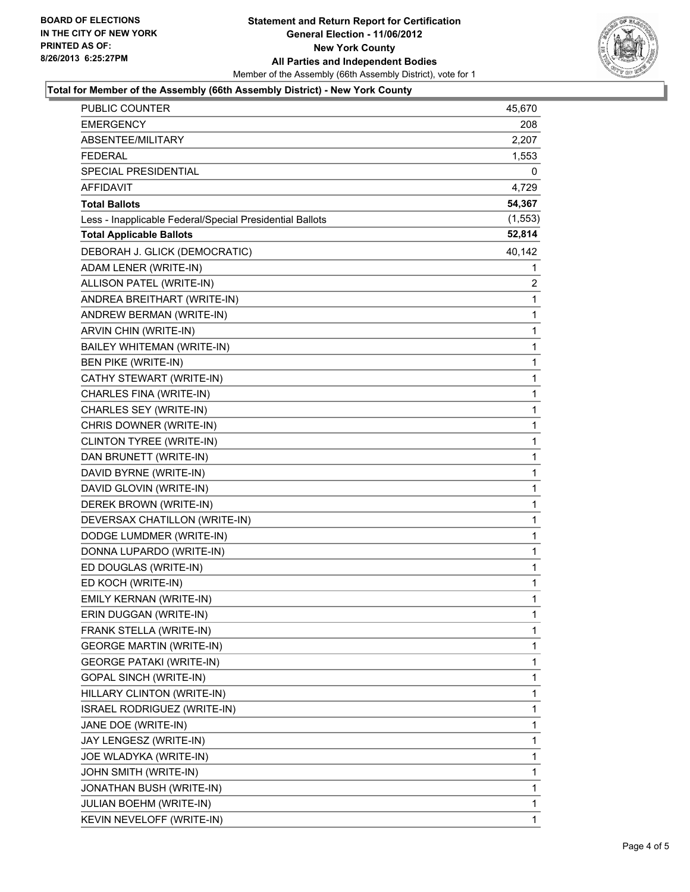**BOARD OF ELECTIONS IN THE CITY OF NEW YORK PRINTED AS OF: 8/26/2013 6:25:27PM**

**Statement and Return Report for Certification**
**General Election - 11/06/2012**
**New York County**
**All Parties and Independent Bodies**
Member of the Assembly (66th Assembly District), vote for 1

**Total for Member of the Assembly (66th Assembly District) - New York County**

| | |
|---|---|
| PUBLIC COUNTER | 45,670 |
| EMERGENCY | 208 |
| ABSENTEE/MILITARY | 2,207 |
| FEDERAL | 1,553 |
| SPECIAL PRESIDENTIAL | 0 |
| AFFIDAVIT | 4,729 |
| **Total Ballots** | **54,367** |
| Less - Inapplicable Federal/Special Presidential Ballots | (1,553) |
| **Total Applicable Ballots** | **52,814** |
| DEBORAH J. GLICK (DEMOCRATIC) | 40,142 |
| ADAM LENER (WRITE-IN) | 1 |
| ALLISON PATEL (WRITE-IN) | 2 |
| ANDREA BREITHART (WRITE-IN) | 1 |
| ANDREW BERMAN (WRITE-IN) | 1 |
| ARVIN CHIN (WRITE-IN) | 1 |
| BAILEY WHITEMAN (WRITE-IN) | 1 |
| BEN PIKE (WRITE-IN) | 1 |
| CATHY STEWART (WRITE-IN) | 1 |
| CHARLES FINA (WRITE-IN) | 1 |
| CHARLES SEY (WRITE-IN) | 1 |
| CHRIS DOWNER (WRITE-IN) | 1 |
| CLINTON TYREE (WRITE-IN) | 1 |
| DAN BRUNETT (WRITE-IN) | 1 |
| DAVID BYRNE (WRITE-IN) | 1 |
| DAVID GLOVIN (WRITE-IN) | 1 |
| DEREK BROWN (WRITE-IN) | 1 |
| DEVERSAX CHATILLON (WRITE-IN) | 1 |
| DODGE LUMDMER (WRITE-IN) | 1 |
| DONNA LUPARDO (WRITE-IN) | 1 |
| ED DOUGLAS (WRITE-IN) | 1 |
| ED KOCH (WRITE-IN) | 1 |
| EMILY KERNAN (WRITE-IN) | 1 |
| ERIN DUGGAN (WRITE-IN) | 1 |
| FRANK STELLA (WRITE-IN) | 1 |
| GEORGE MARTIN (WRITE-IN) | 1 |
| GEORGE PATAKI (WRITE-IN) | 1 |
| GOPAL SINCH (WRITE-IN) | 1 |
| HILLARY CLINTON (WRITE-IN) | 1 |
| ISRAEL RODRIGUEZ (WRITE-IN) | 1 |
| JANE DOE (WRITE-IN) | 1 |
| JAY LENGESZ (WRITE-IN) | 1 |
| JOE WLADYKA (WRITE-IN) | 1 |
| JOHN SMITH (WRITE-IN) | 1 |
| JONATHAN BUSH (WRITE-IN) | 1 |
| JULIAN BOEHM (WRITE-IN) | 1 |
| KEVIN NEVELOFF (WRITE-IN) | 1 |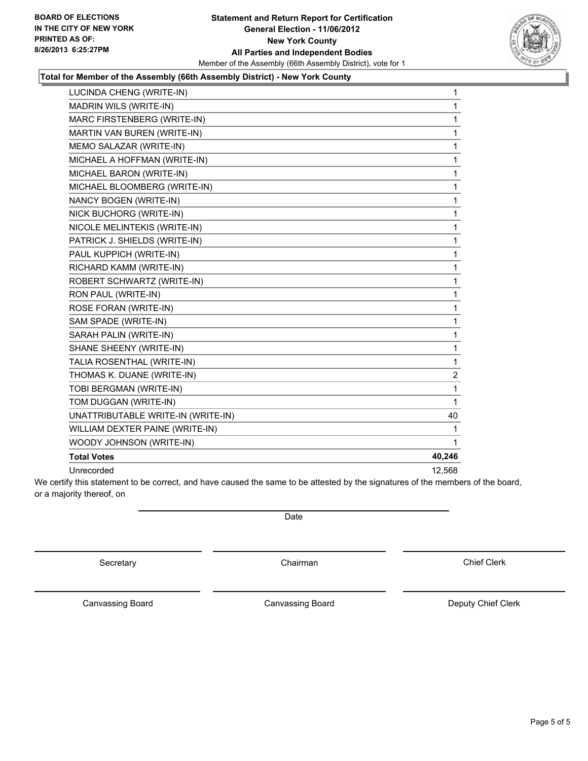**BOARD OF ELECTIONS IN THE CITY OF NEW YORK PRINTED AS OF: 8/26/2013 6:25:27PM**

# Statement and Return Report for Certification
## General Election - 11/06/2012
## New York County
## All Parties and Independent Bodies

Member of the Assembly (66th Assembly District), vote for 1

### Total for Member of the Assembly (66th Assembly District) - New York County

| | |
|---|---|
| LUCINDA CHENG (WRITE-IN) | 1 |
| MADRIN WILS (WRITE-IN) | 1 |
| MARC FIRSTENBERG (WRITE-IN) | 1 |
| MARTIN VAN BUREN (WRITE-IN) | 1 |
| MEMO SALAZAR (WRITE-IN) | 1 |
| MICHAEL A HOFFMAN (WRITE-IN) | 1 |
| MICHAEL BARON (WRITE-IN) | 1 |
| MICHAEL BLOOMBERG (WRITE-IN) | 1 |
| NANCY BOGEN (WRITE-IN) | 1 |
| NICK BUCHORG (WRITE-IN) | 1 |
| NICOLE MELINTEKIS (WRITE-IN) | 1 |
| PATRICK J. SHIELDS (WRITE-IN) | 1 |
| PAUL KUPPICH (WRITE-IN) | 1 |
| RICHARD KAMM (WRITE-IN) | 1 |
| ROBERT SCHWARTZ (WRITE-IN) | 1 |
| RON PAUL (WRITE-IN) | 1 |
| ROSE FORAN (WRITE-IN) | 1 |
| SAM SPADE (WRITE-IN) | 1 |
| SARAH PALIN (WRITE-IN) | 1 |
| SHANE SHEENY (WRITE-IN) | 1 |
| TALIA ROSENTHAL (WRITE-IN) | 1 |
| THOMAS K. DUANE (WRITE-IN) | 2 |
| TOBI BERGMAN (WRITE-IN) | 1 |
| TOM DUGGAN (WRITE-IN) | 1 |
| UNATTRIBUTABLE WRITE-IN (WRITE-IN) | 40 |
| WILLIAM DEXTER PAINE (WRITE-IN) | 1 |
| WOODY JOHNSON (WRITE-IN) | 1 |
| **Total Votes** | **40,246** |
| Unrecorded | 12,568 |

We certify this statement to be correct, and have caused the same to be attested by the signatures of the members of the board, or a majority thereof, on

Date

Secretary | Chairman | Chief Clerk

Canvassing Board | Canvassing Board | Deputy Chief Clerk